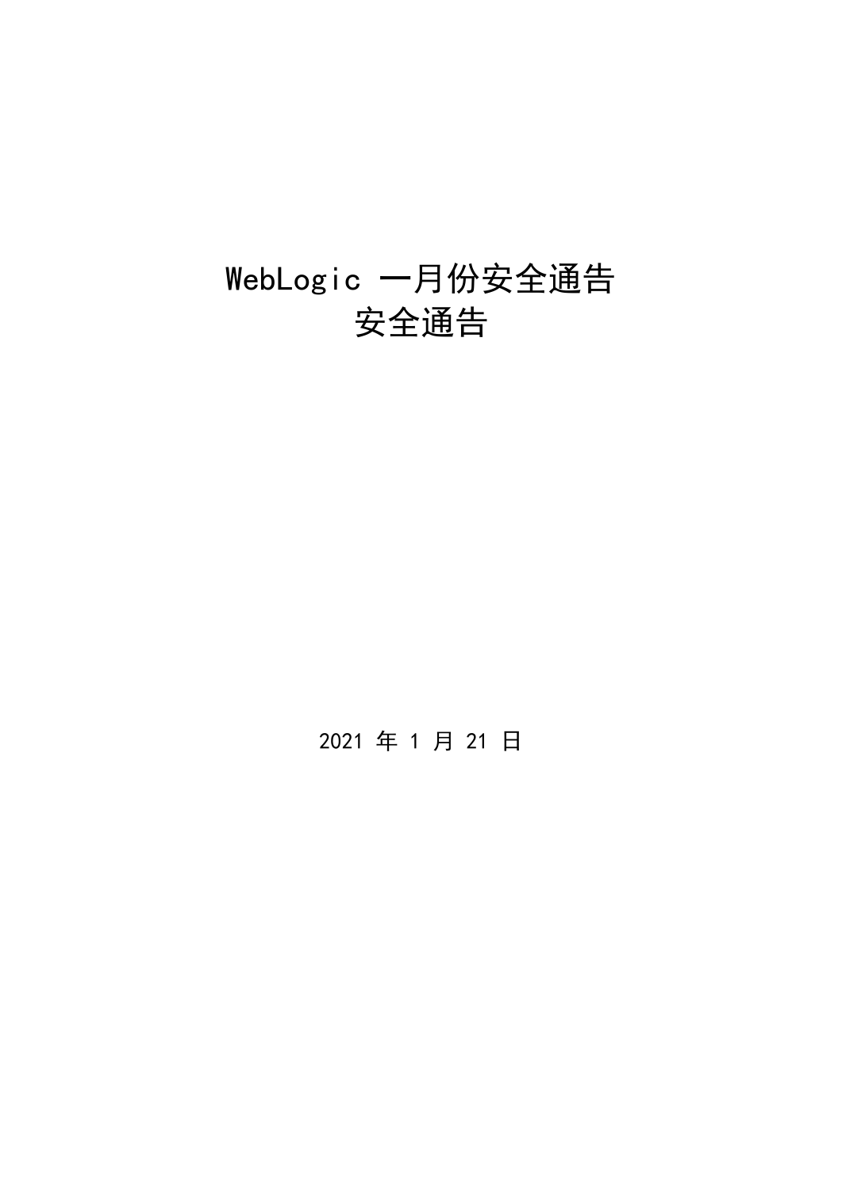# WebLogic 一月份安全通告
# 安全通告

2021 年 1 月 21 日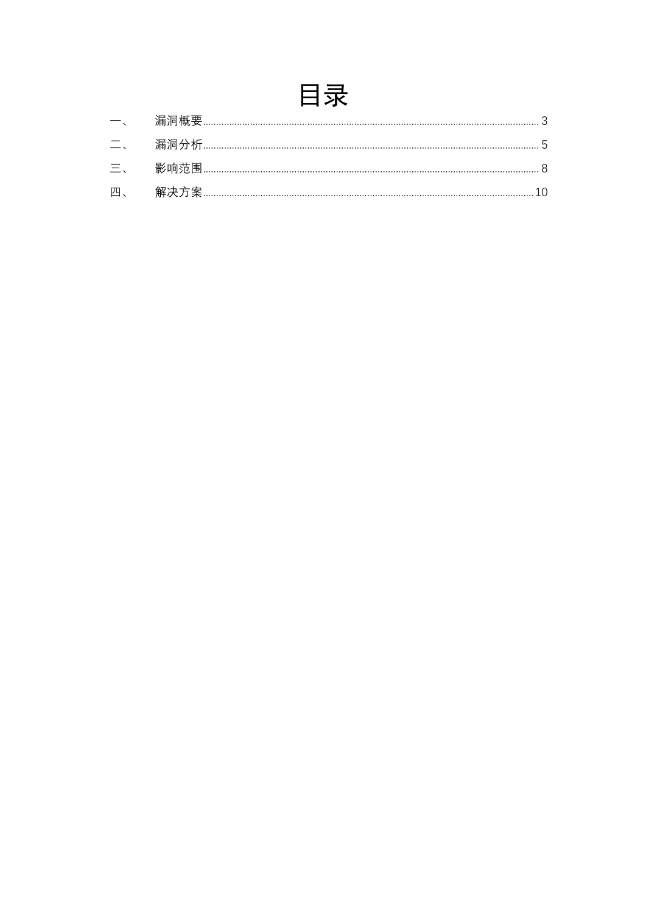# 目录

一、 漏洞概要 ........ 3

二、 漏洞分析 ........ 5

三、 影响范围 ........ 8

四、 解决方案 ........ 10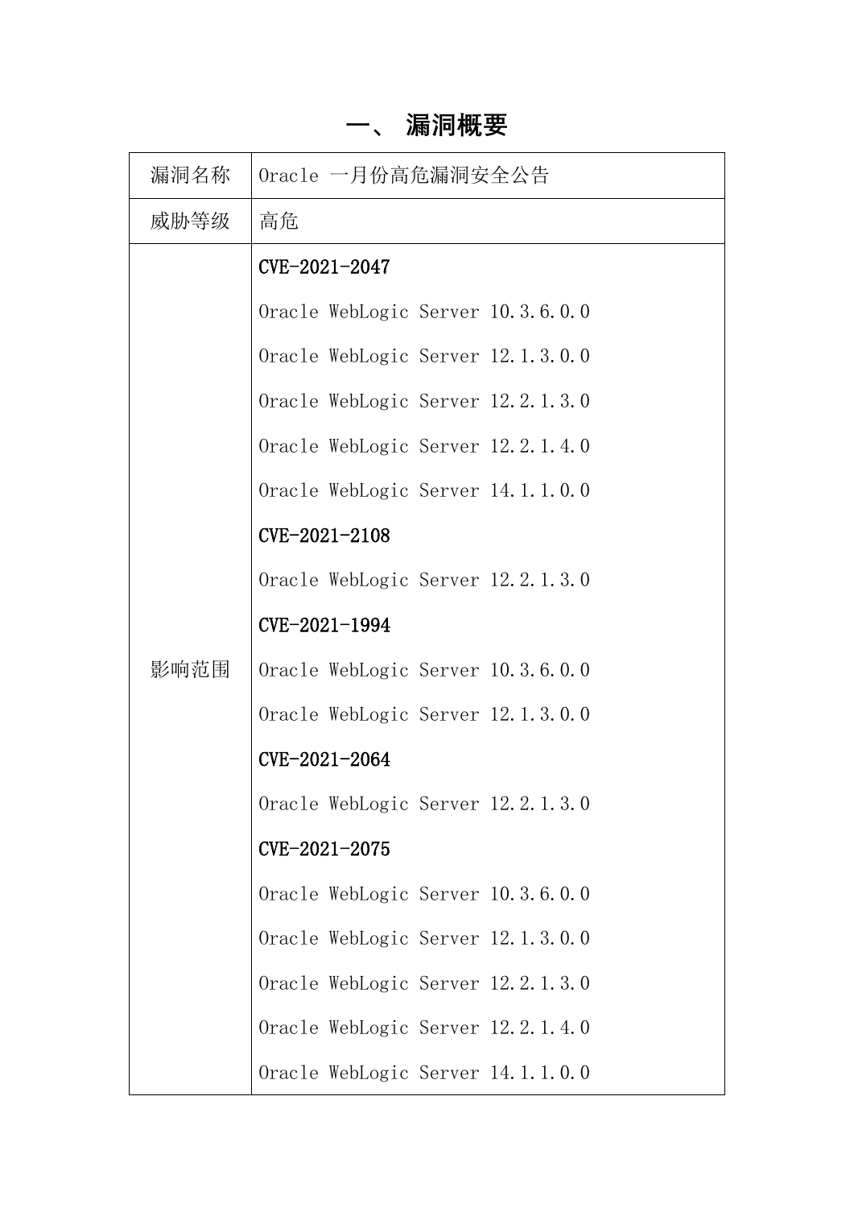# 一、 漏洞概要

| 漏洞名称 | Oracle 一月份高危漏洞安全公告 |
|---|---|
| 威胁等级 | 高危 |
| 影响范围 | CVE-2021-2047<br>Oracle WebLogic Server 10.3.6.0.0<br>Oracle WebLogic Server 12.1.3.0.0<br>Oracle WebLogic Server 12.2.1.3.0<br>Oracle WebLogic Server 12.2.1.4.0<br>Oracle WebLogic Server 14.1.1.0.0<br>CVE-2021-2108<br>Oracle WebLogic Server 12.2.1.3.0<br>CVE-2021-1994<br>Oracle WebLogic Server 10.3.6.0.0<br>Oracle WebLogic Server 12.1.3.0.0<br>CVE-2021-2064<br>Oracle WebLogic Server 12.2.1.3.0<br>CVE-2021-2075<br>Oracle WebLogic Server 10.3.6.0.0<br>Oracle WebLogic Server 12.1.3.0.0<br>Oracle WebLogic Server 12.2.1.3.0<br>Oracle WebLogic Server 12.2.1.4.0<br>Oracle WebLogic Server 14.1.1.0.0 |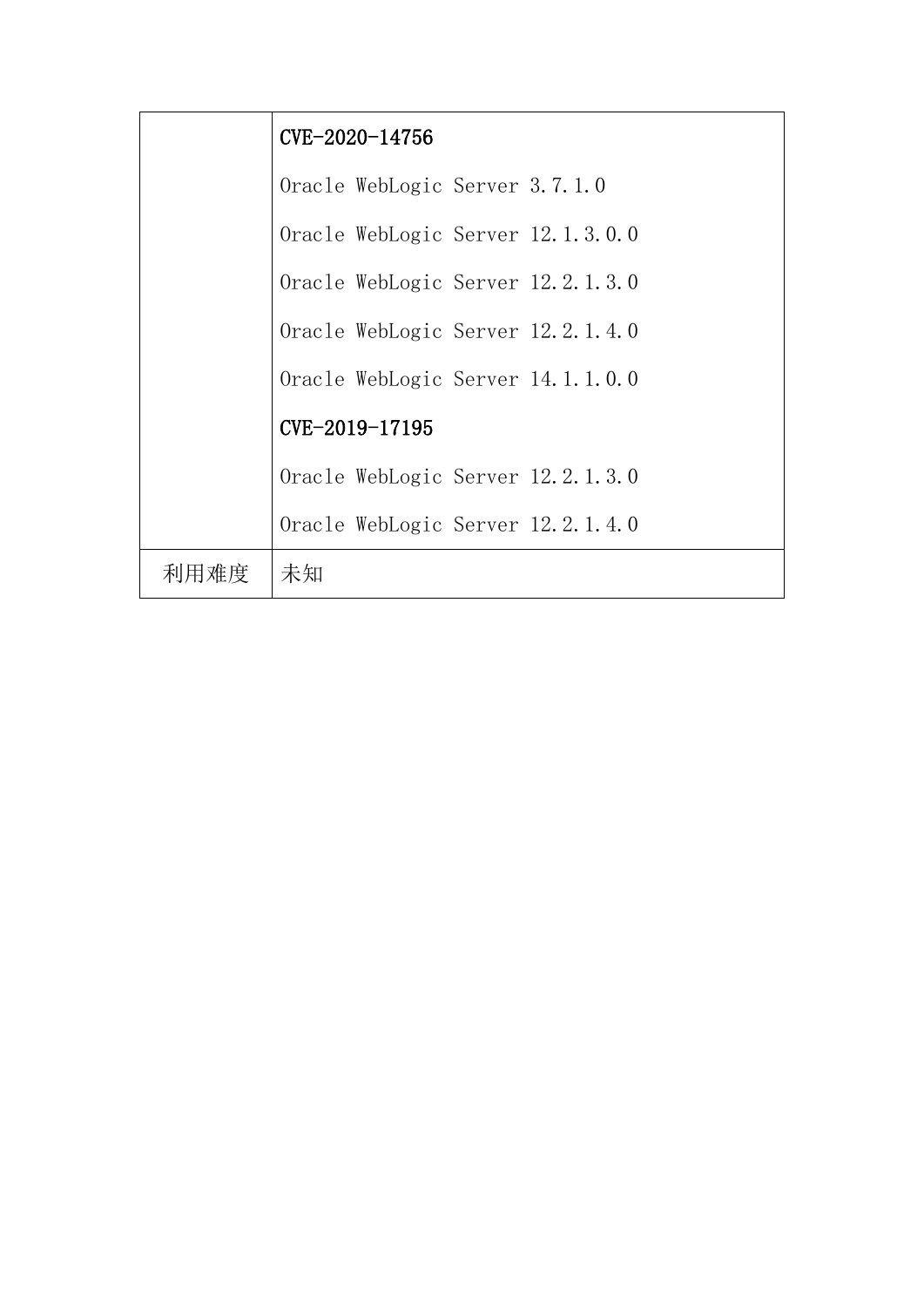|  |  |
| --- | --- |
|  | CVE-2020-14756<br>Oracle WebLogic Server 3.7.1.0<br>Oracle WebLogic Server 12.1.3.0.0<br>Oracle WebLogic Server 12.2.1.3.0<br>Oracle WebLogic Server 12.2.1.4.0<br>Oracle WebLogic Server 14.1.1.0.0<br>CVE-2019-17195<br>Oracle WebLogic Server 12.2.1.3.0<br>Oracle WebLogic Server 12.2.1.4.0 |
| 利用难度 | 未知 |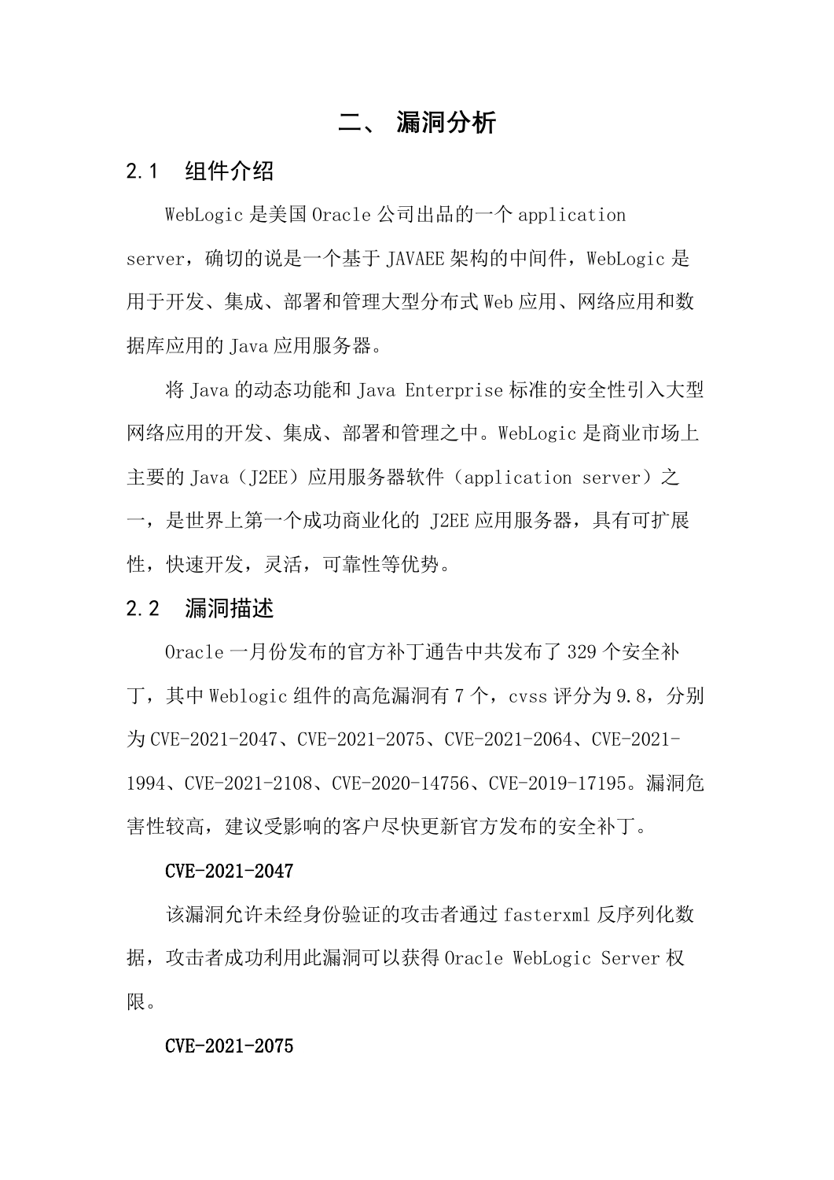# 二、 漏洞分析

## 2.1 组件介绍

WebLogic 是美国 Oracle 公司出品的一个 application server，确切的说是一个基于 JAVAEE 架构的中间件，WebLogic 是用于开发、集成、部署和管理大型分布式 Web 应用、网络应用和数据库应用的 Java 应用服务器。

将 Java 的动态功能和 Java Enterprise 标准的安全性引入大型网络应用的开发、集成、部署和管理之中。WebLogic 是商业市场上主要的 Java（J2EE）应用服务器软件（application server）之一，是世界上第一个成功商业化的 J2EE 应用服务器，具有可扩展性，快速开发，灵活，可靠性等优势。

## 2.2 漏洞描述

Oracle 一月份发布的官方补丁通告中共发布了 329 个安全补丁，其中 Weblogic 组件的高危漏洞有 7 个，cvss 评分为 9.8，分别为 CVE-2021-2047、CVE-2021-2075、CVE-2021-2064、CVE-2021-1994、CVE-2021-2108、CVE-2020-14756、CVE-2019-17195。漏洞危害性较高，建议受影响的客户尽快更新官方发布的安全补丁。

**CVE-2021-2047**

该漏洞允许未经身份验证的攻击者通过 fasterxml 反序列化数据，攻击者成功利用此漏洞可以获得 Oracle WebLogic Server 权限。

**CVE-2021-2075**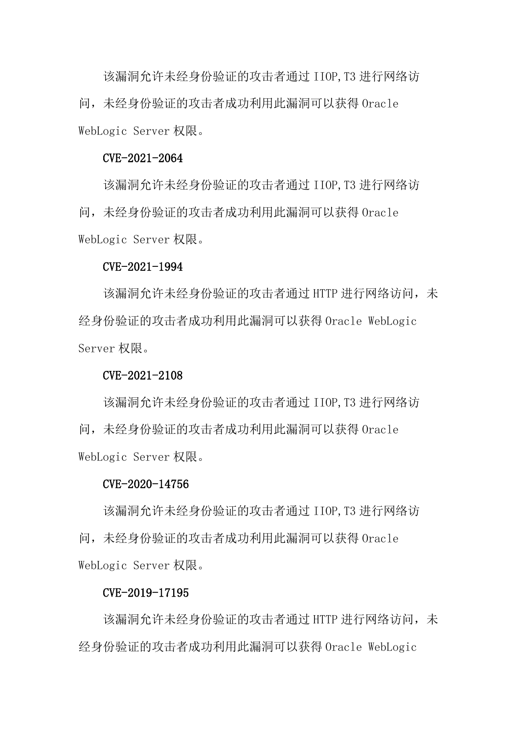该漏洞允许未经身份验证的攻击者通过 IIOP,T3 进行网络访问，未经身份验证的攻击者成功利用此漏洞可以获得 Oracle WebLogic Server 权限。

CVE-2021-2064

该漏洞允许未经身份验证的攻击者通过 IIOP,T3 进行网络访问，未经身份验证的攻击者成功利用此漏洞可以获得 Oracle WebLogic Server 权限。

CVE-2021-1994

该漏洞允许未经身份验证的攻击者通过 HTTP 进行网络访问，未经身份验证的攻击者成功利用此漏洞可以获得 Oracle WebLogic Server 权限。

CVE-2021-2108

该漏洞允许未经身份验证的攻击者通过 IIOP,T3 进行网络访问，未经身份验证的攻击者成功利用此漏洞可以获得 Oracle WebLogic Server 权限。

CVE-2020-14756

该漏洞允许未经身份验证的攻击者通过 IIOP,T3 进行网络访问，未经身份验证的攻击者成功利用此漏洞可以获得 Oracle WebLogic Server 权限。

CVE-2019-17195

该漏洞允许未经身份验证的攻击者通过 HTTP 进行网络访问，未经身份验证的攻击者成功利用此漏洞可以获得 Oracle WebLogic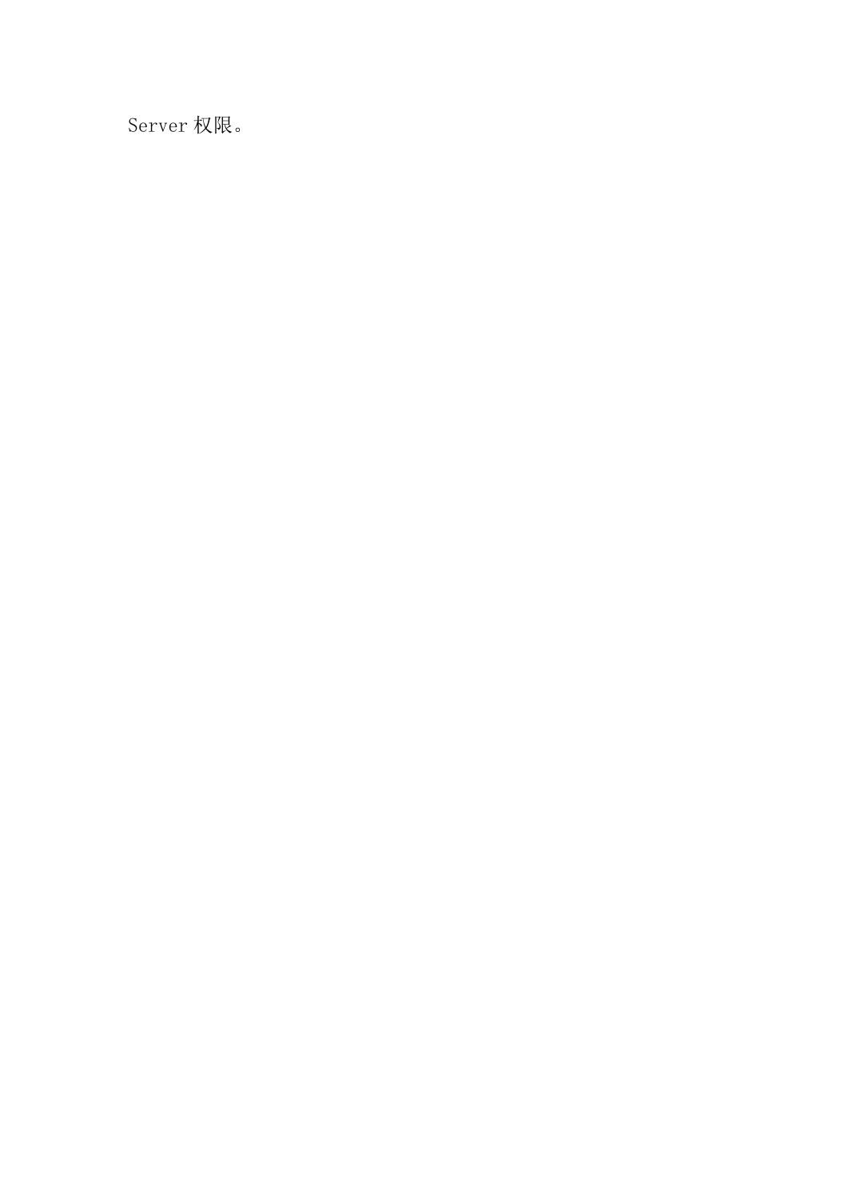Server 权限。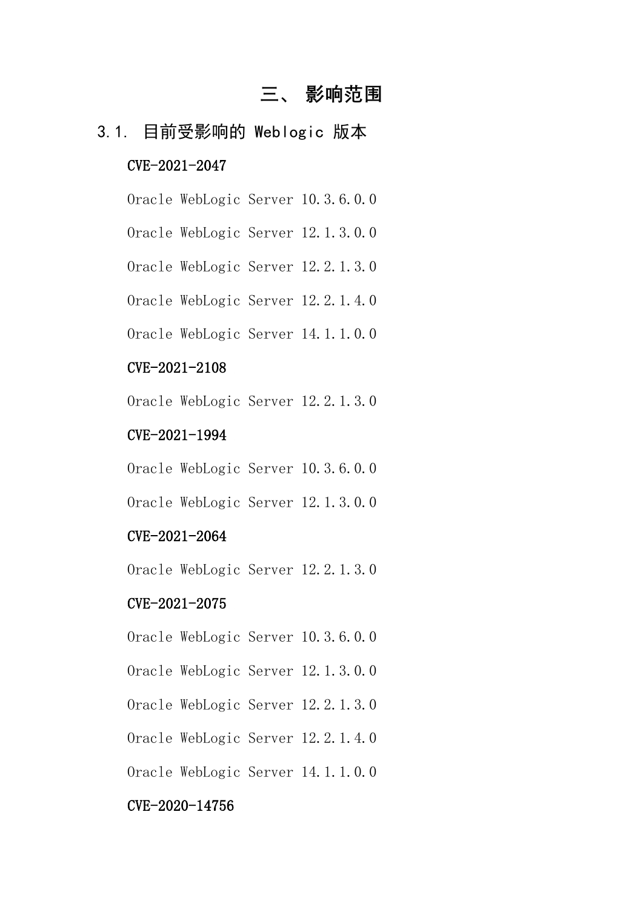# 三、 影响范围

## 3.1. 目前受影响的 Weblogic 版本

CVE-2021-2047

Oracle WebLogic Server 10.3.6.0.0

Oracle WebLogic Server 12.1.3.0.0

Oracle WebLogic Server 12.2.1.3.0

Oracle WebLogic Server 12.2.1.4.0

Oracle WebLogic Server 14.1.1.0.0

CVE-2021-2108

Oracle WebLogic Server 12.2.1.3.0

CVE-2021-1994

Oracle WebLogic Server 10.3.6.0.0

Oracle WebLogic Server 12.1.3.0.0

CVE-2021-2064

Oracle WebLogic Server 12.2.1.3.0

CVE-2021-2075

Oracle WebLogic Server 10.3.6.0.0

Oracle WebLogic Server 12.1.3.0.0

Oracle WebLogic Server 12.2.1.3.0

Oracle WebLogic Server 12.2.1.4.0

Oracle WebLogic Server 14.1.1.0.0

CVE-2020-14756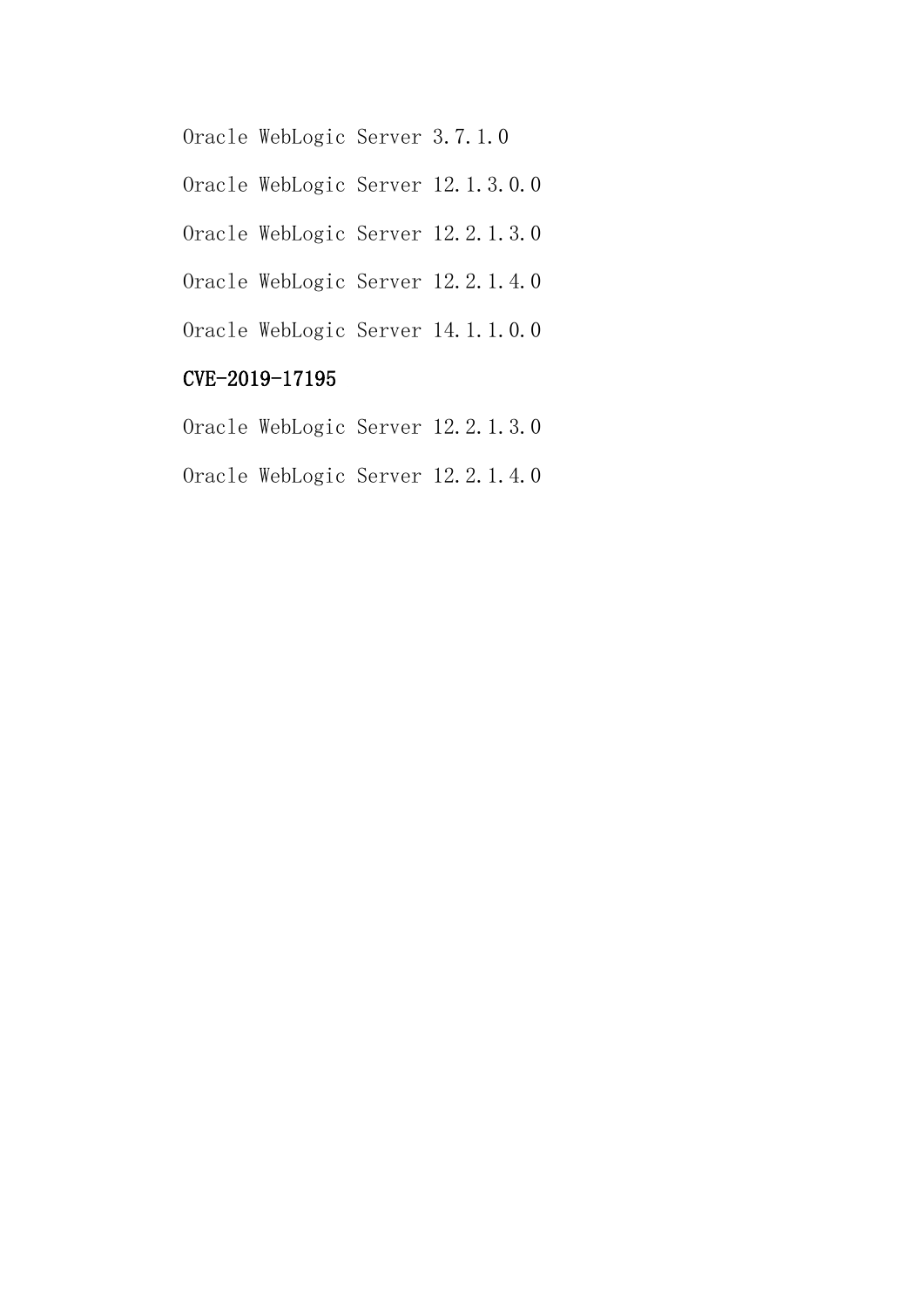Oracle WebLogic Server 3.7.1.0

Oracle WebLogic Server 12.1.3.0.0

Oracle WebLogic Server 12.2.1.3.0

Oracle WebLogic Server 12.2.1.4.0

Oracle WebLogic Server 14.1.1.0.0

CVE-2019-17195

Oracle WebLogic Server 12.2.1.3.0

Oracle WebLogic Server 12.2.1.4.0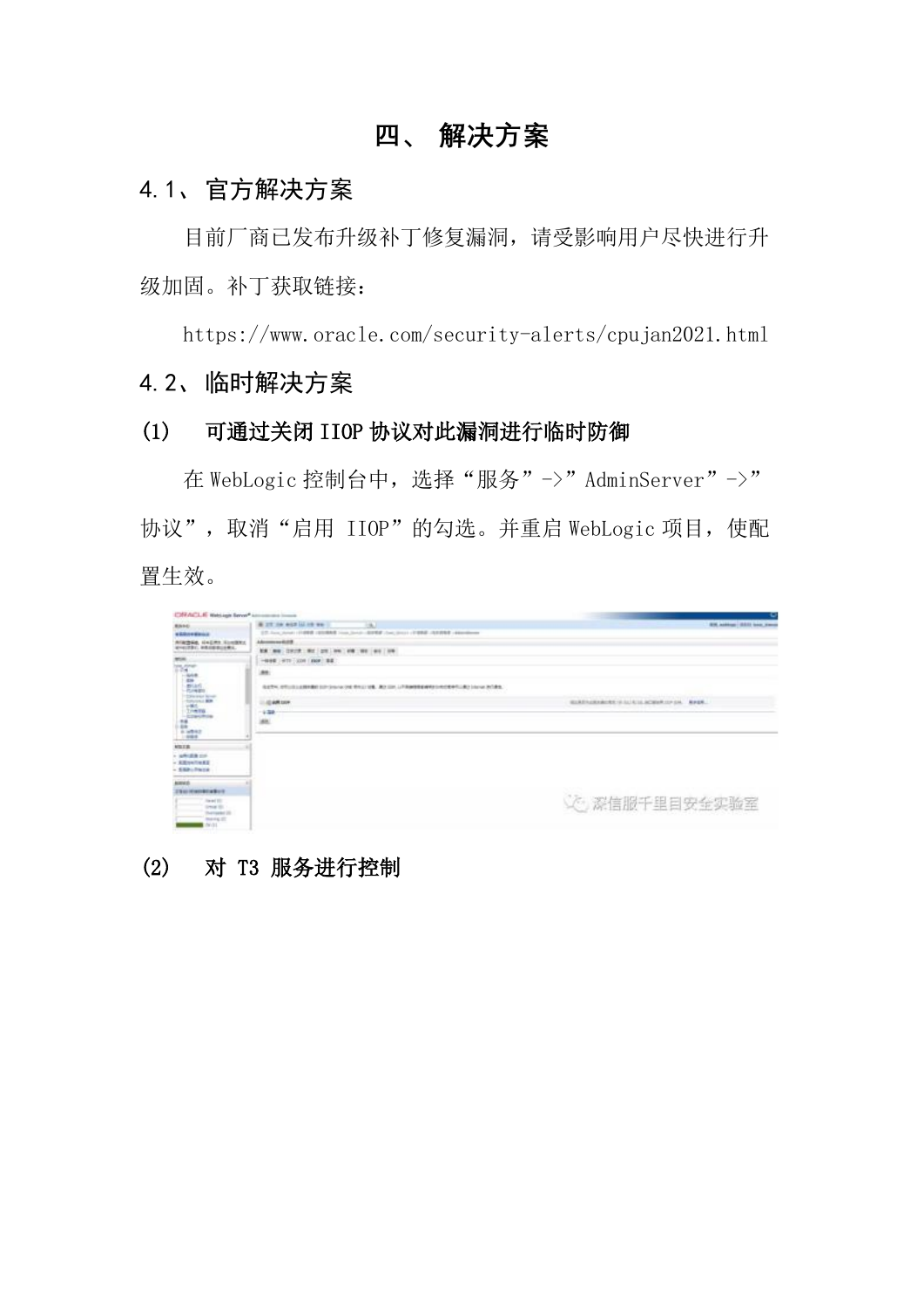# 四、 解决方案

## 4.1、 官方解决方案

目前厂商已发布升级补丁修复漏洞，请受影响用户尽快进行升级加固。补丁获取链接：

https://www.oracle.com/security-alerts/cpujan2021.html

## 4.2、 临时解决方案

### (1) 可通过关闭 IIOP 协议对此漏洞进行临时防御

在 WebLogic 控制台中，选择“服务”->”AdminServer”->”协议”，取消“启用 IIOP”的勾选。并重启 WebLogic 项目，使配置生效。

### (2) 对 T3 服务进行控制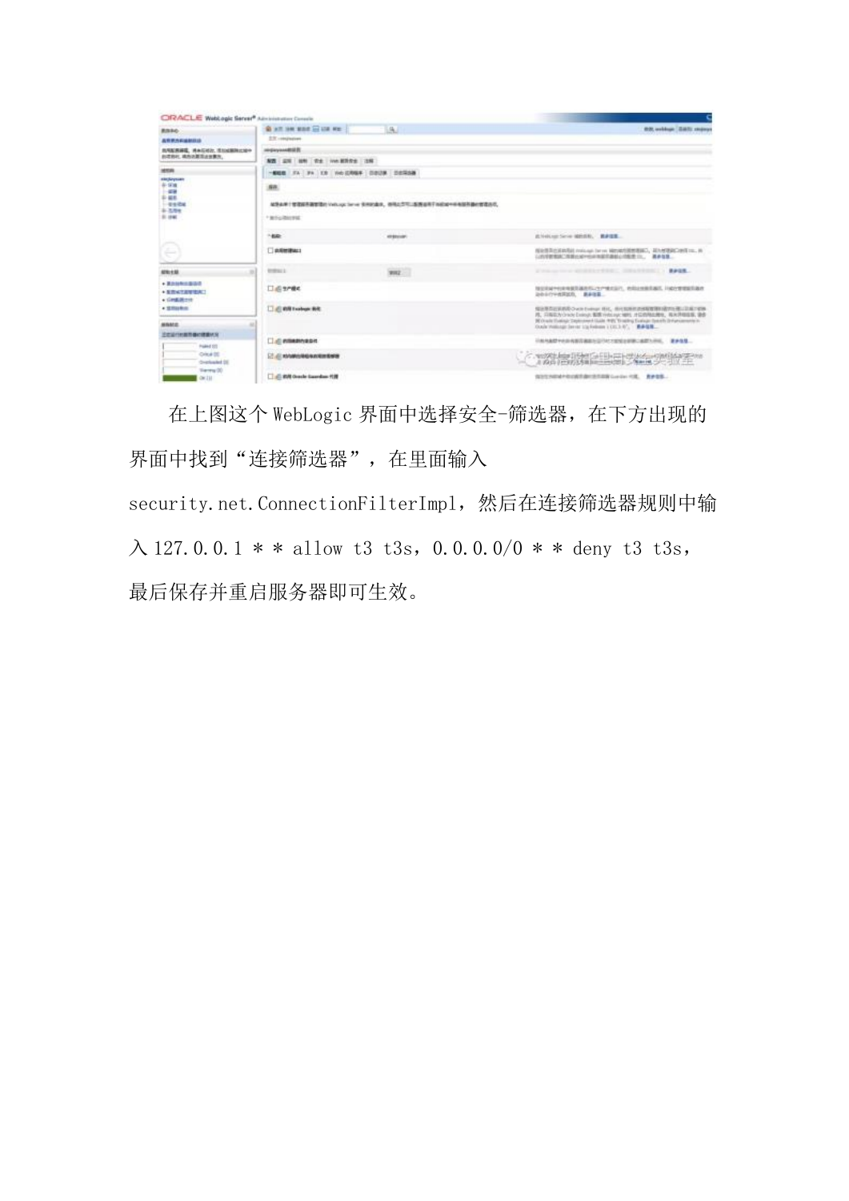在上图这个 WebLogic 界面中选择安全-筛选器，在下方出现的界面中找到“连接筛选器”，在里面输入 security.net.ConnectionFilterImpl，然后在连接筛选器规则中输入 127.0.0.1 * * allow t3 t3s，0.0.0.0/0 * * deny t3 t3s，最后保存并重启服务器即可生效。